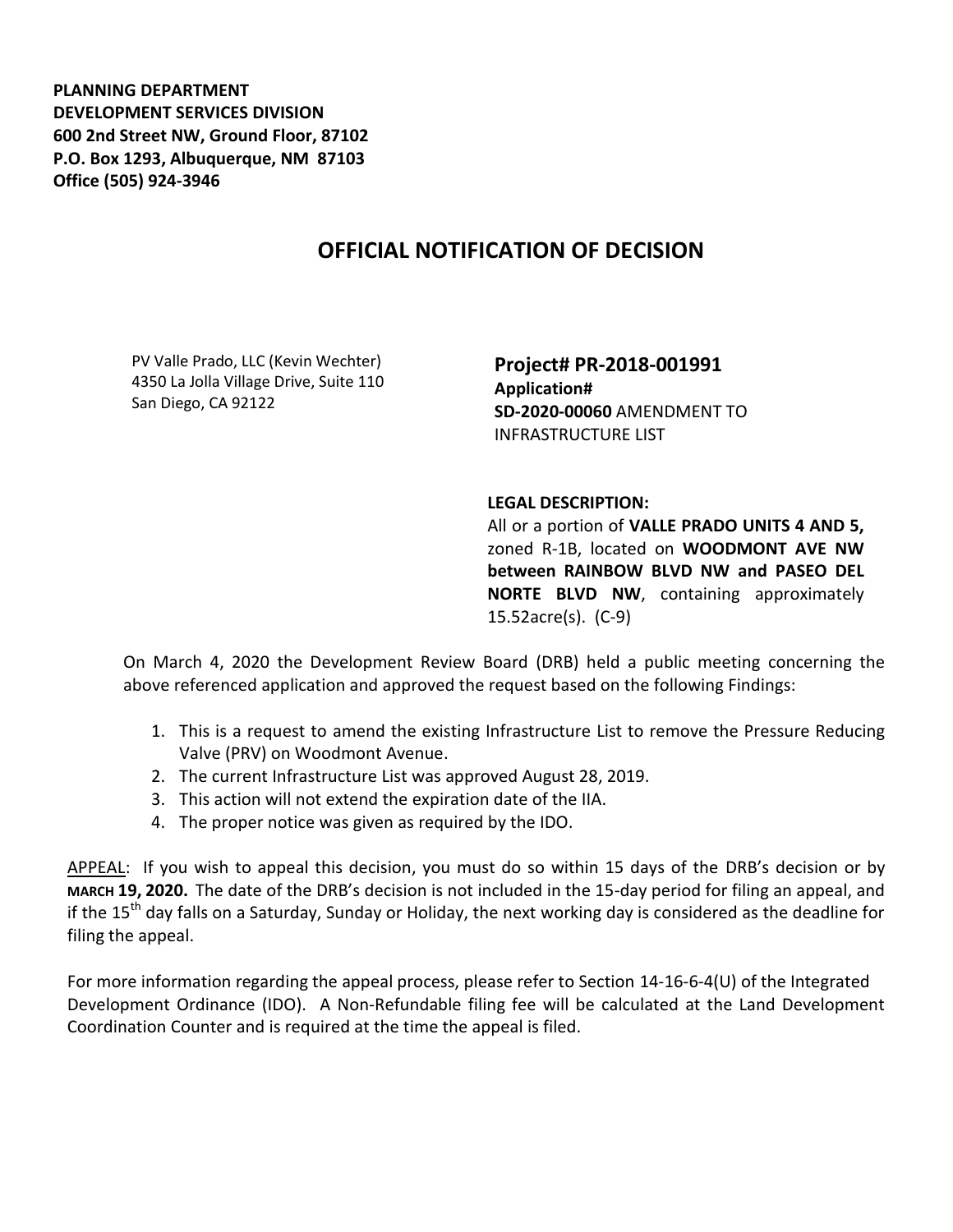**PLANNING DEPARTMENT**
**DEVELOPMENT SERVICES DIVISION**
**600 2nd Street NW, Ground Floor, 87102**
**P.O. Box 1293, Albuquerque, NM 87103**
**Office (505) 924-3946**

# OFFICIAL NOTIFICATION OF DECISION

PV Valle Prado, LLC (Kevin Wechter)
4350 La Jolla Village Drive, Suite 110
San Diego, CA 92122

**Project# PR-2018-001991**
**Application#**
**SD-2020-00060** AMENDMENT TO INFRASTRUCTURE LIST

**LEGAL DESCRIPTION:**
All or a portion of **VALLE PRADO UNITS 4 AND 5,** zoned R-1B, located on **WOODMONT AVE NW between RAINBOW BLVD NW and PASEO DEL NORTE BLVD NW**, containing approximately 15.52acre(s). (C-9)

On March 4, 2020 the Development Review Board (DRB) held a public meeting concerning the above referenced application and approved the request based on the following Findings:

1. This is a request to amend the existing Infrastructure List to remove the Pressure Reducing Valve (PRV) on Woodmont Avenue.
2. The current Infrastructure List was approved August 28, 2019.
3. This action will not extend the expiration date of the IIA.
4. The proper notice was given as required by the IDO.

APPEAL: If you wish to appeal this decision, you must do so within 15 days of the DRB's decision or by **MARCH 19, 2020.** The date of the DRB's decision is not included in the 15-day period for filing an appeal, and if the 15th day falls on a Saturday, Sunday or Holiday, the next working day is considered as the deadline for filing the appeal.

For more information regarding the appeal process, please refer to Section 14-16-6-4(U) of the Integrated Development Ordinance (IDO). A Non-Refundable filing fee will be calculated at the Land Development Coordination Counter and is required at the time the appeal is filed.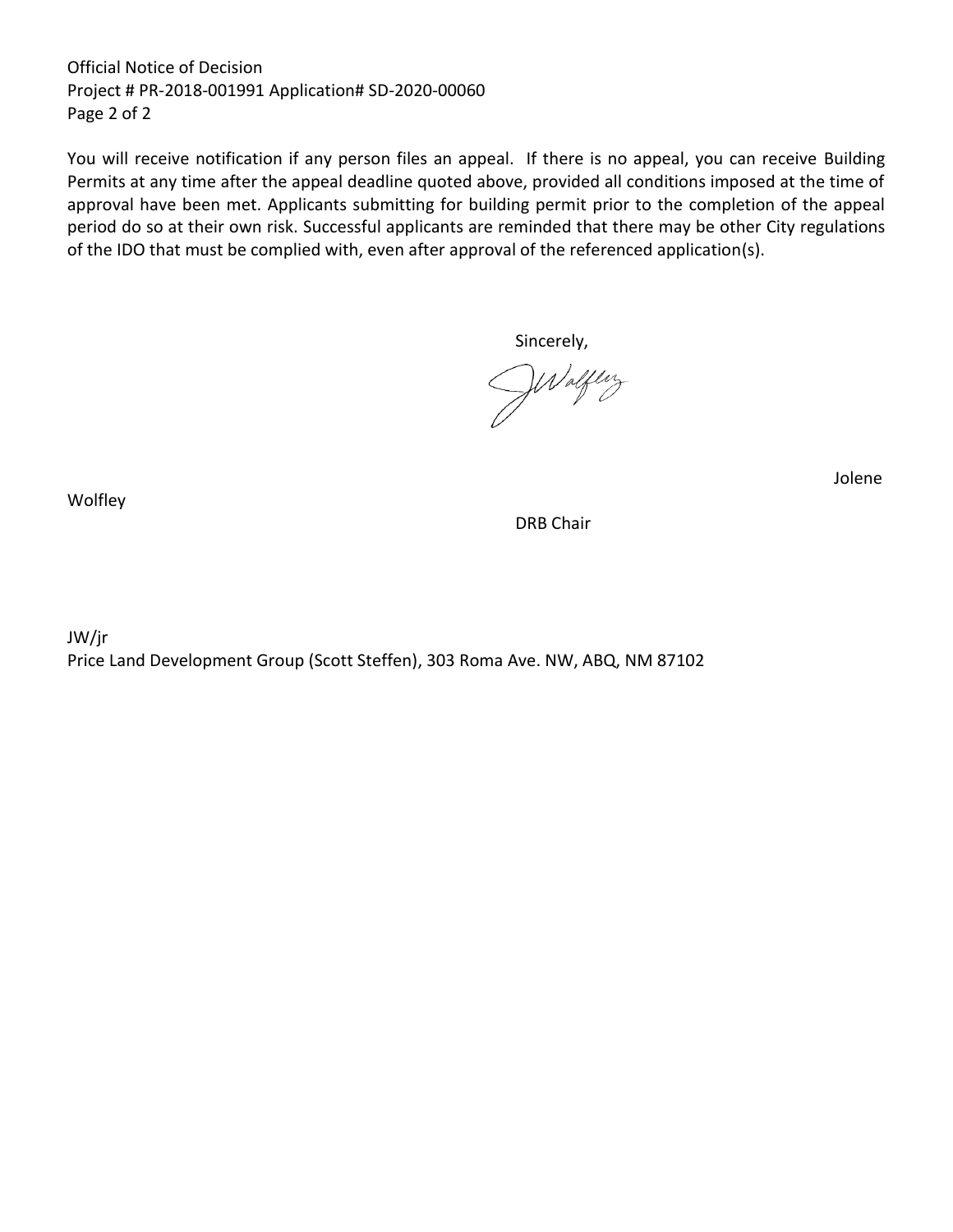Official Notice of Decision
Project # PR-2018-001991 Application# SD-2020-00060

You will receive notification if any person files an appeal. If there is no appeal, you can receive Building Permits at any time after the appeal deadline quoted above, provided all conditions imposed at the time of approval have been met. Applicants submitting for building permit prior to the completion of the appeal period do so at their own risk. Successful applicants are reminded that there may be other City regulations of the IDO that must be complied with, even after approval of the referenced application(s).

Sincerely,

Jolene Wolfley
DRB Chair

JW/jr
Price Land Development Group (Scott Steffen), 303 Roma Ave. NW, ABQ, NM 87102